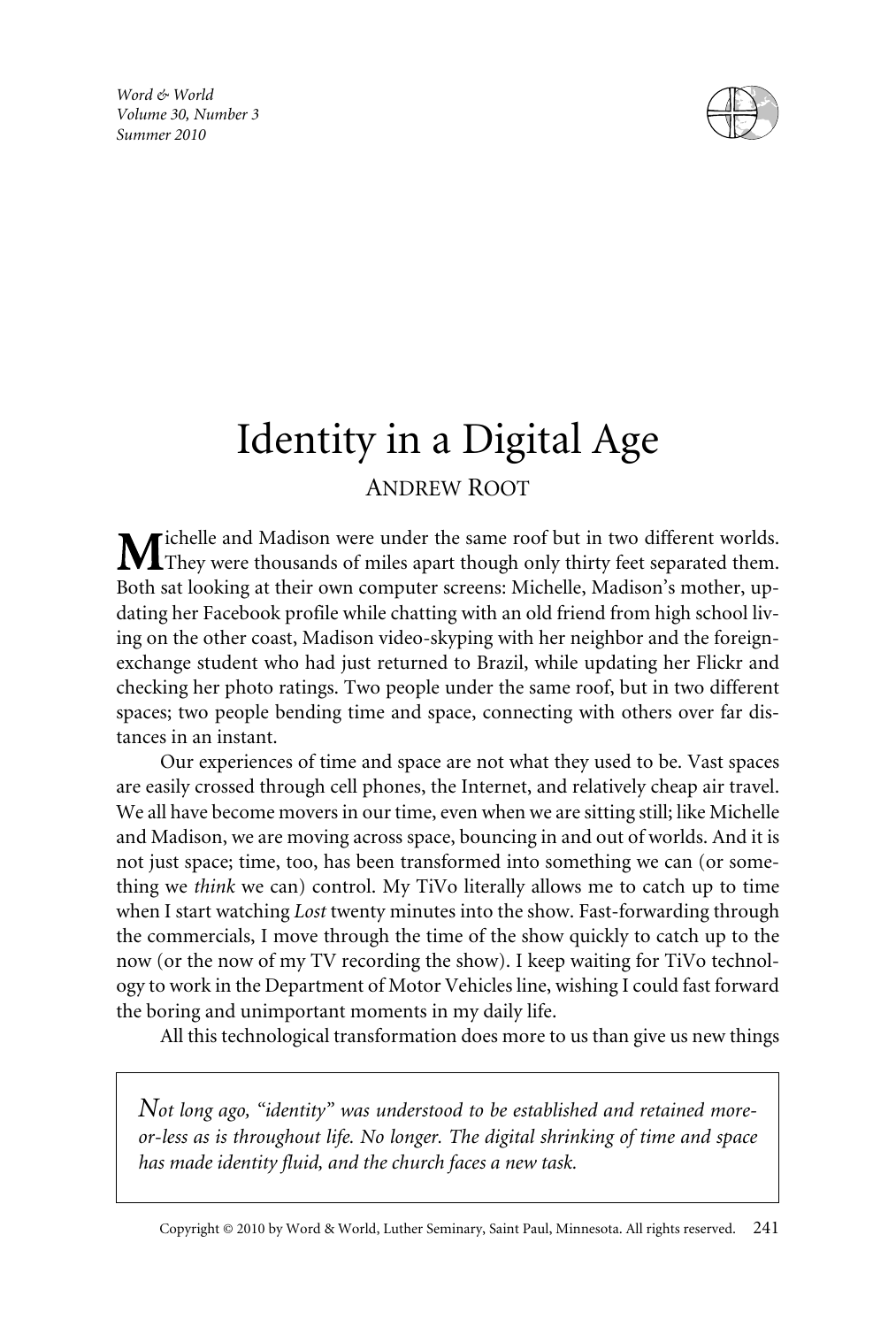# Identity in a Digital Age

ANDREW ROOT

Michelle and Madison were under the same roof but in two different worlds. They were thousands of miles apart though only thirty feet separated them. Both sat looking at their own computer screens: Michelle, Madison's mother, updating her Facebook profile while chatting with an old friend from high school living on the other coast, Madison video-skyping with her neighbor and the foreign-exchange student who had just returned to Brazil, while updating her Flickr and checking her photo ratings. Two people under the same roof, but in two different spaces; two people bending time and space, connecting with others over far distances in an instant.

Our experiences of time and space are not what they used to be. Vast spaces are easily crossed through cell phones, the Internet, and relatively cheap air travel. We all have become movers in our time, even when we are sitting still; like Michelle and Madison, we are moving across space, bouncing in and out of worlds. And it is not just space; time, too, has been transformed into something we can (or something we *think* we can) control. My TiVo literally allows me to catch up to time when I start watching *Lost* twenty minutes into the show. Fast-forwarding through the commercials, I move through the time of the show quickly to catch up to the now (or the now of my TV recording the show). I keep waiting for TiVo technology to work in the Department of Motor Vehicles line, wishing I could fast forward the boring and unimportant moments in my daily life.

All this technological transformation does more to us than give us new things

> *Not long ago, "identity" was understood to be established and retained more-or-less as is throughout life. No longer. The digital shrinking of time and space has made identity fluid, and the church faces a new task.*

Copyright © 2010 by Word & World, Luther Seminary, Saint Paul, Minnesota. All rights reserved.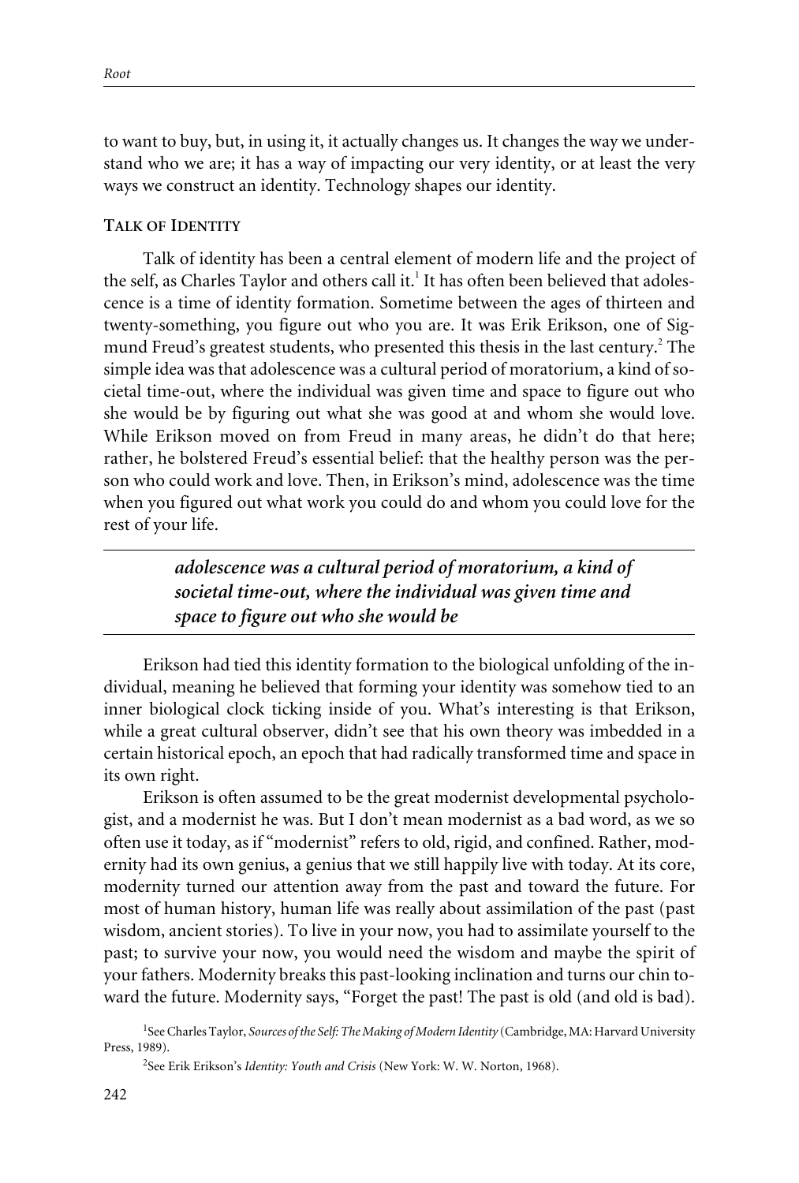to want to buy, but, in using it, it actually changes us. It changes the way we understand who we are; it has a way of impacting our very identity, or at least the very ways we construct an identity. Technology shapes our identity.

## Talk of Identity

Talk of identity has been a central element of modern life and the project of the self, as Charles Taylor and others call it.[1] It has often been believed that adolescence is a time of identity formation. Sometime between the ages of thirteen and twenty-something, you figure out who you are. It was Erik Erikson, one of Sigmund Freud's greatest students, who presented this thesis in the last century.[2] The simple idea was that adolescence was a cultural period of moratorium, a kind of societal time-out, where the individual was given time and space to figure out who she would be by figuring out what she was good at and whom she would love. While Erikson moved on from Freud in many areas, he didn't do that here; rather, he bolstered Freud's essential belief: that the healthy person was the person who could work and love. Then, in Erikson's mind, adolescence was the time when you figured out what work you could do and whom you could love for the rest of your life.

> ***adolescence was a cultural period of moratorium, a kind of societal time-out, where the individual was given time and space to figure out who she would be***

Erikson had tied this identity formation to the biological unfolding of the individual, meaning he believed that forming your identity was somehow tied to an inner biological clock ticking inside of you. What's interesting is that Erikson, while a great cultural observer, didn't see that his own theory was imbedded in a certain historical epoch, an epoch that had radically transformed time and space in its own right.

Erikson is often assumed to be the great modernist developmental psychologist, and a modernist he was. But I don't mean modernist as a bad word, as we so often use it today, as if "modernist" refers to old, rigid, and confined. Rather, modernity had its own genius, a genius that we still happily live with today. At its core, modernity turned our attention away from the past and toward the future. For most of human history, human life was really about assimilation of the past (past wisdom, ancient stories). To live in your now, you had to assimilate yourself to the past; to survive your now, you would need the wisdom and maybe the spirit of your fathers. Modernity breaks this past-looking inclination and turns our chin toward the future. Modernity says, "Forget the past! The past is old (and old is bad).

[1] See Charles Taylor, *Sources of the Self: The Making of Modern Identity* (Cambridge, MA: Harvard University Press, 1989).

[2] See Erik Erikson's *Identity: Youth and Crisis* (New York: W. W. Norton, 1968).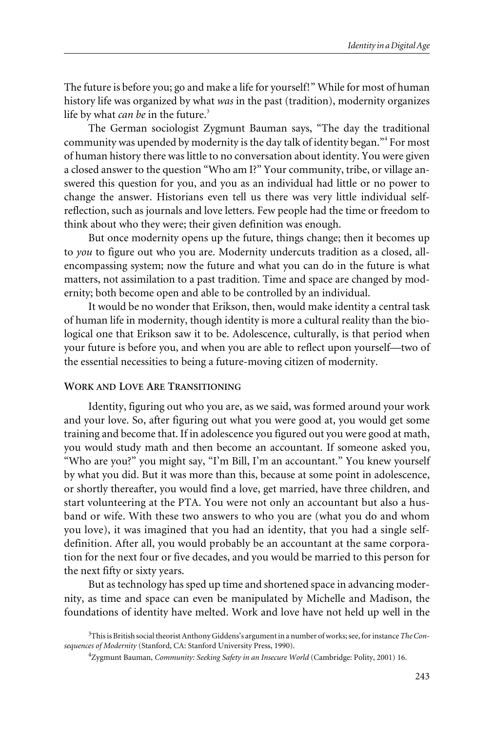The future is before you; go and make a life for yourself!" While for most of human history life was organized by what *was* in the past (tradition), modernity organizes life by what *can be* in the future.[3]

The German sociologist Zygmunt Bauman says, "The day the traditional community was upended by modernity is the day talk of identity began."[4] For most of human history there was little to no conversation about identity. You were given a closed answer to the question "Who am I?" Your community, tribe, or village answered this question for you, and you as an individual had little or no power to change the answer. Historians even tell us there was very little individual self-reflection, such as journals and love letters. Few people had the time or freedom to think about who they were; their given definition was enough.

But once modernity opens up the future, things change; then it becomes up to *you* to figure out who you are. Modernity undercuts tradition as a closed, all-encompassing system; now the future and what you can do in the future is what matters, not assimilation to a past tradition. Time and space are changed by modernity; both become open and able to be controlled by an individual.

It would be no wonder that Erikson, then, would make identity a central task of human life in modernity, though identity is more a cultural reality than the biological one that Erikson saw it to be. Adolescence, culturally, is that period when your future is before you, and when you are able to reflect upon yourself—two of the essential necessities to being a future-moving citizen of modernity.

### WORK AND LOVE ARE TRANSITIONING

Identity, figuring out who you are, as we said, was formed around your work and your love. So, after figuring out what you were good at, you would get some training and become that. If in adolescence you figured out you were good at math, you would study math and then become an accountant. If someone asked you, "Who are you?" you might say, "I'm Bill, I'm an accountant." You knew yourself by what you did. But it was more than this, because at some point in adolescence, or shortly thereafter, you would find a love, get married, have three children, and start volunteering at the PTA. You were not only an accountant but also a husband or wife. With these two answers to who you are (what you do and whom you love), it was imagined that you had an identity, that you had a single self-definition. After all, you would probably be an accountant at the same corporation for the next four or five decades, and you would be married to this person for the next fifty or sixty years.

But as technology has sped up time and shortened space in advancing modernity, as time and space can even be manipulated by Michelle and Madison, the foundations of identity have melted. Work and love have not held up well in the

[3]This is British social theorist Anthony Giddens's argument in a number of works; see, for instance *The Consequences of Modernity* (Stanford, CA: Stanford University Press, 1990).

[4]Zygmunt Bauman, *Community: Seeking Safety in an Insecure World* (Cambridge: Polity, 2001) 16.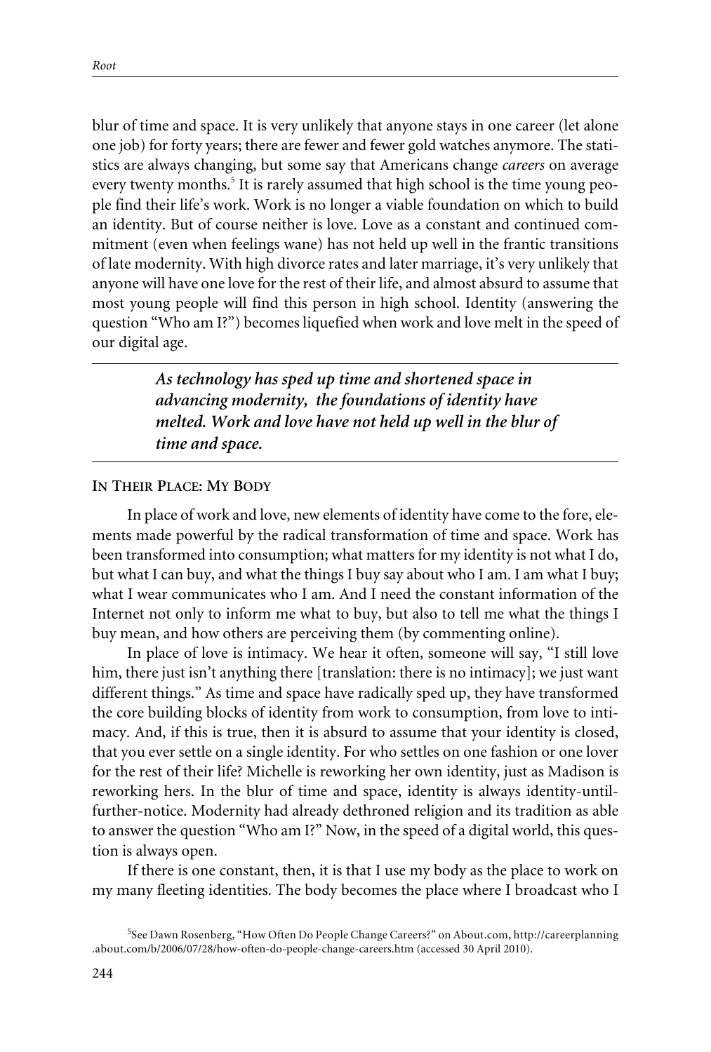blur of time and space. It is very unlikely that anyone stays in one career (let alone one job) for forty years; there are fewer and fewer gold watches anymore. The statistics are always changing, but some say that Americans change *careers* on average every twenty months.[5] It is rarely assumed that high school is the time young people find their life's work. Work is no longer a viable foundation on which to build an identity. But of course neither is love. Love as a constant and continued commitment (even when feelings wane) has not held up well in the frantic transitions of late modernity. With high divorce rates and later marriage, it's very unlikely that anyone will have one love for the rest of their life, and almost absurd to assume that most young people will find this person in high school. Identity (answering the question "Who am I?") becomes liquefied when work and love melt in the speed of our digital age.

---

> ***As technology has sped up time and shortened space in advancing modernity, the foundations of identity have melted. Work and love have not held up well in the blur of time and space.***

---

### In Their Place: My Body

In place of work and love, new elements of identity have come to the fore, elements made powerful by the radical transformation of time and space. Work has been transformed into consumption; what matters for my identity is not what I do, but what I can buy, and what the things I buy say about who I am. I am what I buy; what I wear communicates who I am. And I need the constant information of the Internet not only to inform me what to buy, but also to tell me what the things I buy mean, and how others are perceiving them (by commenting online).

In place of love is intimacy. We hear it often, someone will say, "I still love him, there just isn't anything there [translation: there is no intimacy]; we just want different things." As time and space have radically sped up, they have transformed the core building blocks of identity from work to consumption, from love to intimacy. And, if this is true, then it is absurd to assume that your identity is closed, that you ever settle on a single identity. For who settles on one fashion or one lover for the rest of their life? Michelle is reworking her own identity, just as Madison is reworking hers. In the blur of time and space, identity is always identity-until-further-notice. Modernity had already dethroned religion and its tradition as able to answer the question "Who am I?" Now, in the speed of a digital world, this question is always open.

If there is one constant, then, it is that I use my body as the place to work on my many fleeting identities. The body becomes the place where I broadcast who I

[5]See Dawn Rosenberg, "How Often Do People Change Careers?" on About.com, http://careerplanning.about.com/b/2006/07/28/how-often-do-people-change-careers.htm (accessed 30 April 2010).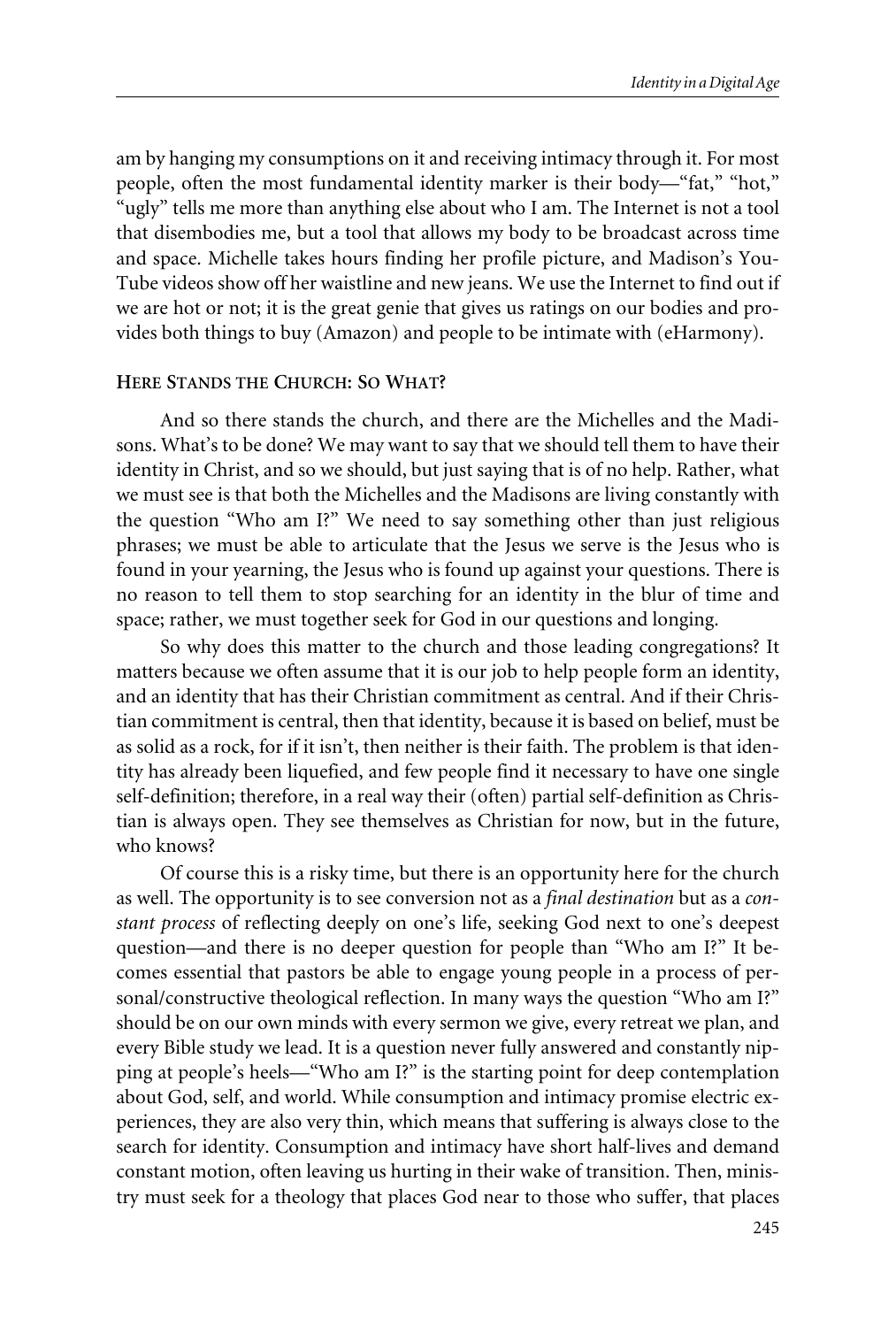am by hanging my consumptions on it and receiving intimacy through it. For most people, often the most fundamental identity marker is their body—"fat," "hot," "ugly" tells me more than anything else about who I am. The Internet is not a tool that disembodies me, but a tool that allows my body to be broadcast across time and space. Michelle takes hours finding her profile picture, and Madison's YouTube videos show off her waistline and new jeans. We use the Internet to find out if we are hot or not; it is the great genie that gives us ratings on our bodies and provides both things to buy (Amazon) and people to be intimate with (eHarmony).

## Here Stands the Church: So What?

And so there stands the church, and there are the Michelles and the Madisons. What's to be done? We may want to say that we should tell them to have their identity in Christ, and so we should, but just saying that is of no help. Rather, what we must see is that both the Michelles and the Madisons are living constantly with the question "Who am I?" We need to say something other than just religious phrases; we must be able to articulate that the Jesus we serve is the Jesus who is found in your yearning, the Jesus who is found up against your questions. There is no reason to tell them to stop searching for an identity in the blur of time and space; rather, we must together seek for God in our questions and longing.

So why does this matter to the church and those leading congregations? It matters because we often assume that it is our job to help people form an identity, and an identity that has their Christian commitment as central. And if their Christian commitment is central, then that identity, because it is based on belief, must be as solid as a rock, for if it isn't, then neither is their faith. The problem is that identity has already been liquefied, and few people find it necessary to have one single self-definition; therefore, in a real way their (often) partial self-definition as Christian is always open. They see themselves as Christian for now, but in the future, who knows?

Of course this is a risky time, but there is an opportunity here for the church as well. The opportunity is to see conversion not as a *final destination* but as a *constant process* of reflecting deeply on one's life, seeking God next to one's deepest question—and there is no deeper question for people than "Who am I?" It becomes essential that pastors be able to engage young people in a process of personal/constructive theological reflection. In many ways the question "Who am I?" should be on our own minds with every sermon we give, every retreat we plan, and every Bible study we lead. It is a question never fully answered and constantly nipping at people's heels—"Who am I?" is the starting point for deep contemplation about God, self, and world. While consumption and intimacy promise electric experiences, they are also very thin, which means that suffering is always close to the search for identity. Consumption and intimacy have short half-lives and demand constant motion, often leaving us hurting in their wake of transition. Then, ministry must seek for a theology that places God near to those who suffer, that places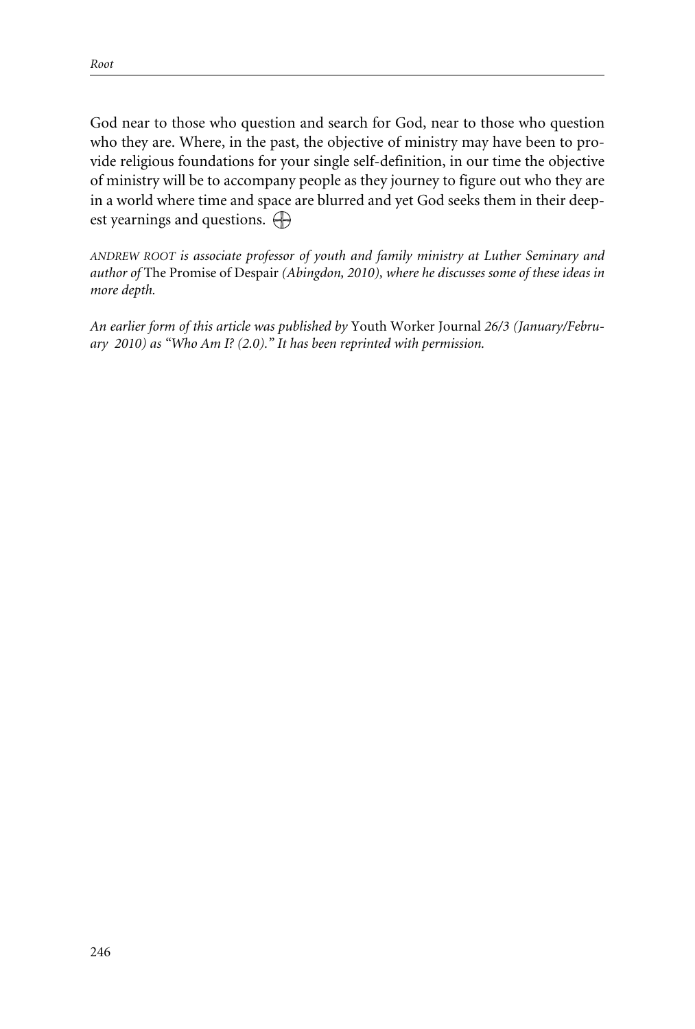God near to those who question and search for God, near to those who question who they are. Where, in the past, the objective of ministry may have been to provide religious foundations for your single self-definition, in our time the objective of ministry will be to accompany people as they journey to figure out who they are in a world where time and space are blurred and yet God seeks them in their deepest yearnings and questions.

*ANDREW ROOT is associate professor of youth and family ministry at Luther Seminary and author of* The Promise of Despair *(Abingdon, 2010), where he discusses some of these ideas in more depth.*

*An earlier form of this article was published by* Youth Worker Journal *26/3 (January/February 2010) as "Who Am I? (2.0)." It has been reprinted with permission.*